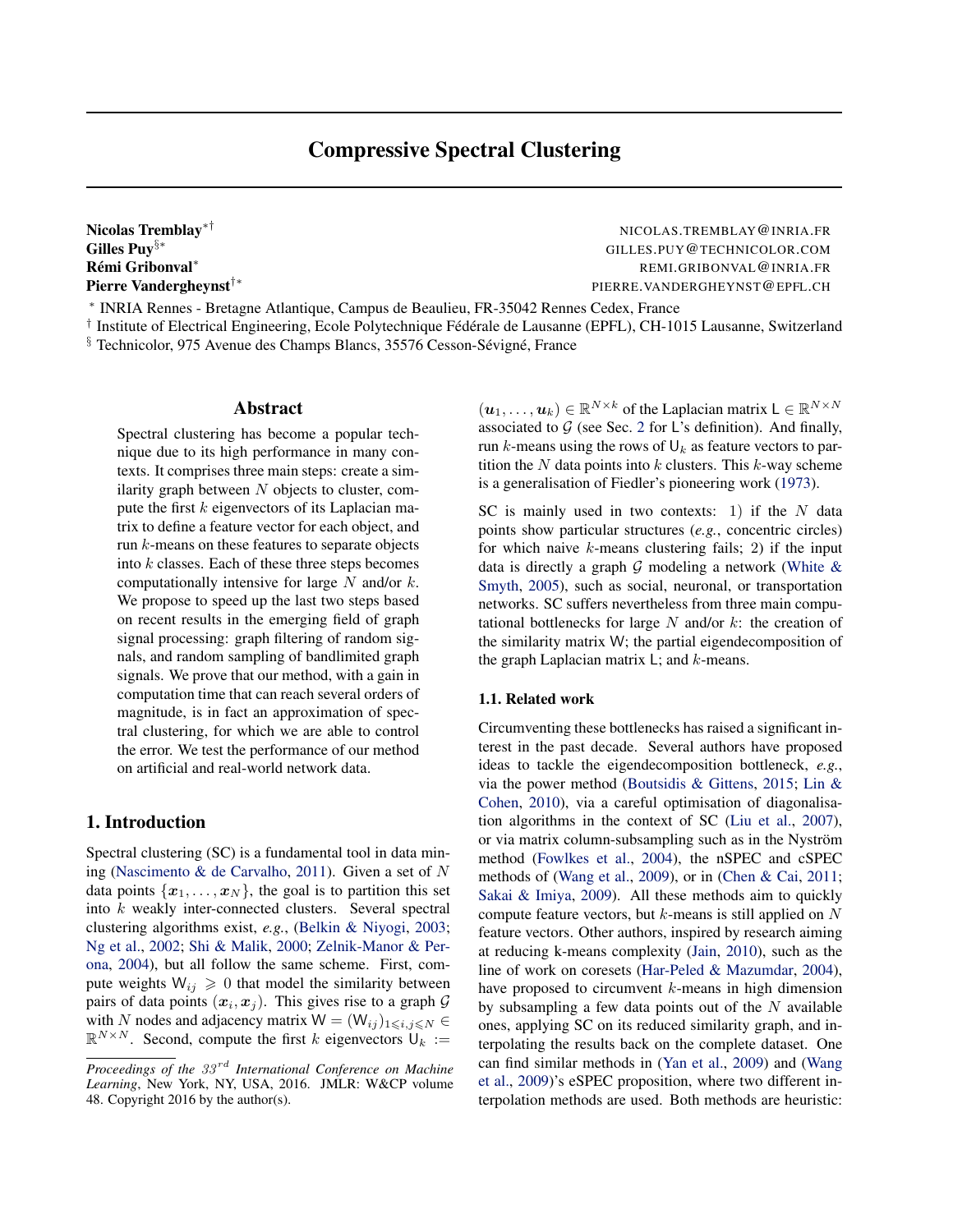# Compressive Spectral Clustering

**Nicolas Tremblay**[*†] NICOLAS.TREMBLAY@INRIA.FR
**Gilles Puy**[§*] GILLES.PUY@TECHNICOLOR.COM
**Rémi Gribonval**[*] REMI.GRIBONVAL@INRIA.FR
**Pierre Vandergheynst**[†*] PIERRE.VANDERGHEYNST@EPFL.CH

[*] INRIA Rennes - Bretagne Atlantique, Campus de Beaulieu, FR-35042 Rennes Cedex, France
[†] Institute of Electrical Engineering, Ecole Polytechnique Fédérale de Lausanne (EPFL), CH-1015 Lausanne, Switzerland
[§] Technicolor, 975 Avenue des Champs Blancs, 35576 Cesson-Sévigné, France

## Abstract

Spectral clustering has become a popular technique due to its high performance in many contexts. It comprises three main steps: create a similarity graph between $N$ objects to cluster, compute the first $k$ eigenvectors of its Laplacian matrix to define a feature vector for each object, and run $k$-means on these features to separate objects into $k$ classes. Each of these three steps becomes computationally intensive for large $N$ and/or $k$. We propose to speed up the last two steps based on recent results in the emerging field of graph signal processing: graph filtering of random signals, and random sampling of bandlimited graph signals. We prove that our method, with a gain in computation time that can reach several orders of magnitude, is in fact an approximation of spectral clustering, for which we are able to control the error. We test the performance of our method on artificial and real-world network data.

## 1. Introduction

Spectral clustering (SC) is a fundamental tool in data mining (Nascimento & de Carvalho, 2011). Given a set of $N$ data points $\{\boldsymbol{x}_1, \dots, \boldsymbol{x}_N\}$, the goal is to partition this set into $k$ weakly inter-connected clusters. Several spectral clustering algorithms exist, *e.g.*, (Belkin & Niyogi, 2003; Ng et al., 2002; Shi & Malik, 2000; Zelnik-Manor & Perona, 2004), but all follow the same scheme. First, compute weights $\mathsf{W}_{ij} \geqslant 0$ that model the similarity between pairs of data points $(\boldsymbol{x}_i, \boldsymbol{x}_j)$. This gives rise to a graph $\mathcal{G}$ with $N$ nodes and adjacency matrix $\mathsf{W} = (\mathsf{W}_{ij})_{1 \leqslant i,j \leqslant N} \in \mathbb{R}^{N \times N}$. Second, compute the first $k$ eigenvectors $\mathsf{U}_k := (\boldsymbol{u}_1, \dots, \boldsymbol{u}_k) \in \mathbb{R}^{N \times k}$ of the Laplacian matrix $\mathsf{L} \in \mathbb{R}^{N \times N}$ associated to $\mathcal{G}$ (see Sec. 2 for $\mathsf{L}$'s definition). And finally, run $k$-means using the rows of $\mathsf{U}_k$ as feature vectors to partition the $N$ data points into $k$ clusters. This $k$-way scheme is a generalisation of Fiedler's pioneering work (1973).

SC is mainly used in two contexts: 1) if the $N$ data points show particular structures (*e.g.*, concentric circles) for which naive $k$-means clustering fails; 2) if the input data is directly a graph $\mathcal{G}$ modeling a network (White & Smyth, 2005), such as social, neuronal, or transportation networks. SC suffers nevertheless from three main computational bottlenecks for large $N$ and/or $k$: the creation of the similarity matrix $\mathsf{W}$; the partial eigendecomposition of the graph Laplacian matrix $\mathsf{L}$; and $k$-means.

### 1.1. Related work

Circumventing these bottlenecks has raised a significant interest in the past decade. Several authors have proposed ideas to tackle the eigendecomposition bottleneck, *e.g.*, via the power method (Boutsidis & Gittens, 2015; Lin & Cohen, 2010), via a careful optimisation of diagonalisation algorithms in the context of SC (Liu et al., 2007), or via matrix column-subsampling such as in the Nyström method (Fowlkes et al., 2004), the nSPEC and cSPEC methods of (Wang et al., 2009), or in (Chen & Cai, 2011; Sakai & Imiya, 2009). All these methods aim to quickly compute feature vectors, but $k$-means is still applied on $N$ feature vectors. Other authors, inspired by research aiming at reducing k-means complexity (Jain, 2010), such as the line of work on coresets (Har-Peled & Mazumdar, 2004), have proposed to circumvent $k$-means in high dimension by subsampling a few data points out of the $N$ available ones, applying SC on its reduced similarity graph, and interpolating the results back on the complete dataset. One can find similar methods in (Yan et al., 2009) and (Wang et al., 2009)'s eSPEC proposition, where two different interpolation methods are used. Both methods are heuristic:

*Proceedings of the $33^{rd}$ International Conference on Machine Learning*, New York, NY, USA, 2016. JMLR: W&CP volume 48. Copyright 2016 by the author(s).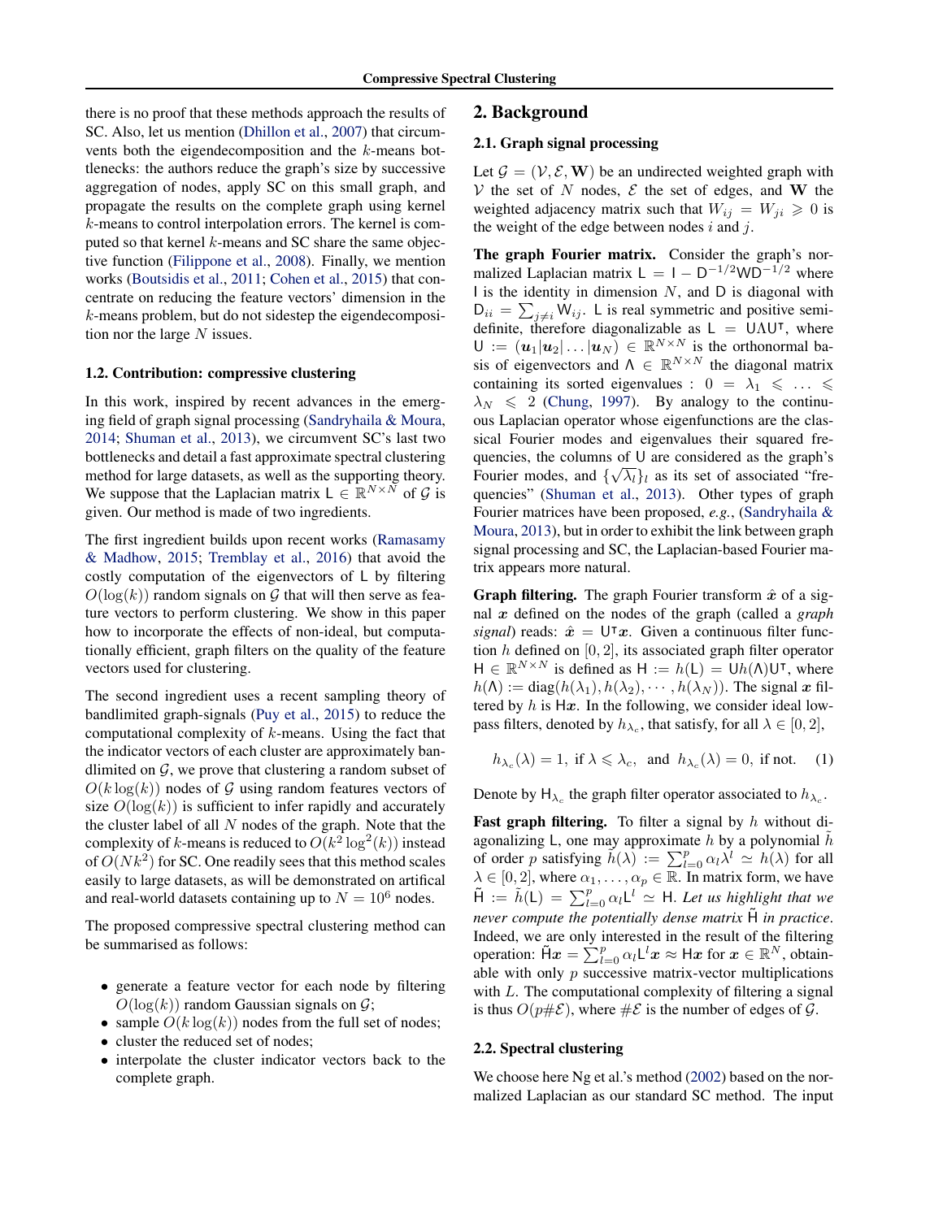there is no proof that these methods approach the results of SC. Also, let us mention (Dhillon et al., 2007) that circumvents both the eigendecomposition and the $k$-means bottlenecks: the authors reduce the graph's size by successive aggregation of nodes, apply SC on this small graph, and propagate the results on the complete graph using kernel $k$-means to control interpolation errors. The kernel is computed so that kernel $k$-means and SC share the same objective function (Filippone et al., 2008). Finally, we mention works (Boutsidis et al., 2011; Cohen et al., 2015) that concentrate on reducing the feature vectors' dimension in the $k$-means problem, but do not sidestep the eigendecomposition nor the large $N$ issues.

### 1.2. Contribution: compressive clustering

In this work, inspired by recent advances in the emerging field of graph signal processing (Sandryhaila & Moura, 2014; Shuman et al., 2013), we circumvent SC's last two bottlenecks and detail a fast approximate spectral clustering method for large datasets, as well as the supporting theory. We suppose that the Laplacian matrix $\mathsf{L} \in \mathbb{R}^{N\times N}$ of $\mathcal{G}$ is given. Our method is made of two ingredients.

The first ingredient builds upon recent works (Ramasamy & Madhow, 2015; Tremblay et al., 2016) that avoid the costly computation of the eigenvectors of $\mathsf{L}$ by filtering $O(\log(k))$ random signals on $\mathcal{G}$ that will then serve as feature vectors to perform clustering. We show in this paper how to incorporate the effects of non-ideal, but computationally efficient, graph filters on the quality of the feature vectors used for clustering.

The second ingredient uses a recent sampling theory of bandlimited graph-signals (Puy et al., 2015) to reduce the computational complexity of $k$-means. Using the fact that the indicator vectors of each cluster are approximately bandlimited on $\mathcal{G}$, we prove that clustering a random subset of $O(k\log(k))$ nodes of $\mathcal{G}$ using random features vectors of size $O(\log(k))$ is sufficient to infer rapidly and accurately the cluster label of all $N$ nodes of the graph. Note that the complexity of $k$-means is reduced to $O(k^2\log^2(k))$ instead of $O(Nk^2)$ for SC. One readily sees that this method scales easily to large datasets, as will be demonstrated on artifical and real-world datasets containing up to $N = 10^6$ nodes.

The proposed compressive spectral clustering method can be summarised as follows:

- generate a feature vector for each node by filtering $O(\log(k))$ random Gaussian signals on $\mathcal{G}$;
- sample $O(k\log(k))$ nodes from the full set of nodes;
- cluster the reduced set of nodes;
- interpolate the cluster indicator vectors back to the complete graph.

## 2. Background

### 2.1. Graph signal processing

Let $\mathcal{G} = (\mathcal{V}, \mathcal{E}, \mathbf{W})$ be an undirected weighted graph with $\mathcal{V}$ the set of $N$ nodes, $\mathcal{E}$ the set of edges, and $\mathbf{W}$ the weighted adjacency matrix such that $W_{ij} = W_{ji} \geqslant 0$ is the weight of the edge between nodes $i$ and $j$.

**The graph Fourier matrix.** Consider the graph's normalized Laplacian matrix $\mathsf{L} = \mathsf{I} - \mathsf{D}^{-1/2}\mathsf{W}\mathsf{D}^{-1/2}$ where $\mathsf{I}$ is the identity in dimension $N$, and $\mathsf{D}$ is diagonal with $\mathsf{D}_{ii} = \sum_{j\neq i} \mathsf{W}_{ij}$. $\mathsf{L}$ is real symmetric and positive semi-definite, therefore diagonalizable as $\mathsf{L} = \mathsf{U}\Lambda\mathsf{U}^{\intercal}$, where $\mathsf{U} := (\boldsymbol{u}_1|\boldsymbol{u}_2|\ldots|\boldsymbol{u}_N) \in \mathbb{R}^{N\times N}$ is the orthonormal basis of eigenvectors and $\Lambda \in \mathbb{R}^{N\times N}$ the diagonal matrix containing its sorted eigenvalues : $0 = \lambda_1 \leqslant \ldots \leqslant \lambda_N \leqslant 2$ (Chung, 1997). By analogy to the continuous Laplacian operator whose eigenfunctions are the classical Fourier modes and eigenvalues their squared frequencies, the columns of $\mathsf{U}$ are considered as the graph's Fourier modes, and $\{\sqrt{\lambda_l}\}_l$ as its set of associated "frequencies" (Shuman et al., 2013). Other types of graph Fourier matrices have been proposed, *e.g.*, (Sandryhaila & Moura, 2013), but in order to exhibit the link between graph signal processing and SC, the Laplacian-based Fourier matrix appears more natural.

**Graph filtering.** The graph Fourier transform $\hat{\boldsymbol{x}}$ of a signal $\boldsymbol{x}$ defined on the nodes of the graph (called a *graph signal*) reads: $\hat{\boldsymbol{x}} = \mathsf{U}^{\intercal}\boldsymbol{x}$. Given a continuous filter function $h$ defined on $[0, 2]$, its associated graph filter operator $\mathsf{H} \in \mathbb{R}^{N\times N}$ is defined as $\mathsf{H} := h(\mathsf{L}) = \mathsf{U}h(\Lambda)\mathsf{U}^{\intercal}$, where $h(\Lambda) := \mathrm{diag}(h(\lambda_1), h(\lambda_2), \cdots, h(\lambda_N))$. The signal $\boldsymbol{x}$ filtered by $h$ is $\mathsf{H}\boldsymbol{x}$. In the following, we consider ideal low-pass filters, denoted by $h_{\lambda_c}$, that satisfy, for all $\lambda \in [0, 2]$,

$$h_{\lambda_c}(\lambda) = 1, \text{ if } \lambda \leqslant \lambda_c, \text{ and } h_{\lambda_c}(\lambda) = 0, \text{ if not.} \quad (1)$$

Denote by $\mathsf{H}_{\lambda_c}$ the graph filter operator associated to $h_{\lambda_c}$.

**Fast graph filtering.** To filter a signal by $h$ without diagonalizing $\mathsf{L}$, one may approximate $h$ by a polynomial $\tilde{h}$ of order $p$ satisfying $\tilde{h}(\lambda) := \sum_{l=0}^{p} \alpha_l \lambda^l \simeq h(\lambda)$ for all $\lambda \in [0, 2]$, where $\alpha_1, \ldots, \alpha_p \in \mathbb{R}$. In matrix form, we have $\tilde{\mathsf{H}} := \tilde{h}(\mathsf{L}) = \sum_{l=0}^{p} \alpha_l \mathsf{L}^l \simeq \mathsf{H}$. *Let us highlight that we never compute the potentially dense matrix $\tilde{\mathsf{H}}$ in practice*. Indeed, we are only interested in the result of the filtering operation: $\tilde{\mathsf{H}}\boldsymbol{x} = \sum_{l=0}^{p} \alpha_l \mathsf{L}^l \boldsymbol{x} \approx \mathsf{H}\boldsymbol{x}$ for $\boldsymbol{x} \in \mathbb{R}^N$, obtainable with only $p$ successive matrix-vector multiplications with $L$. The computational complexity of filtering a signal is thus $O(p\#\mathcal{E})$, where $\#\mathcal{E}$ is the number of edges of $\mathcal{G}$.

### 2.2. Spectral clustering

We choose here Ng et al.'s method (2002) based on the normalized Laplacian as our standard SC method. The input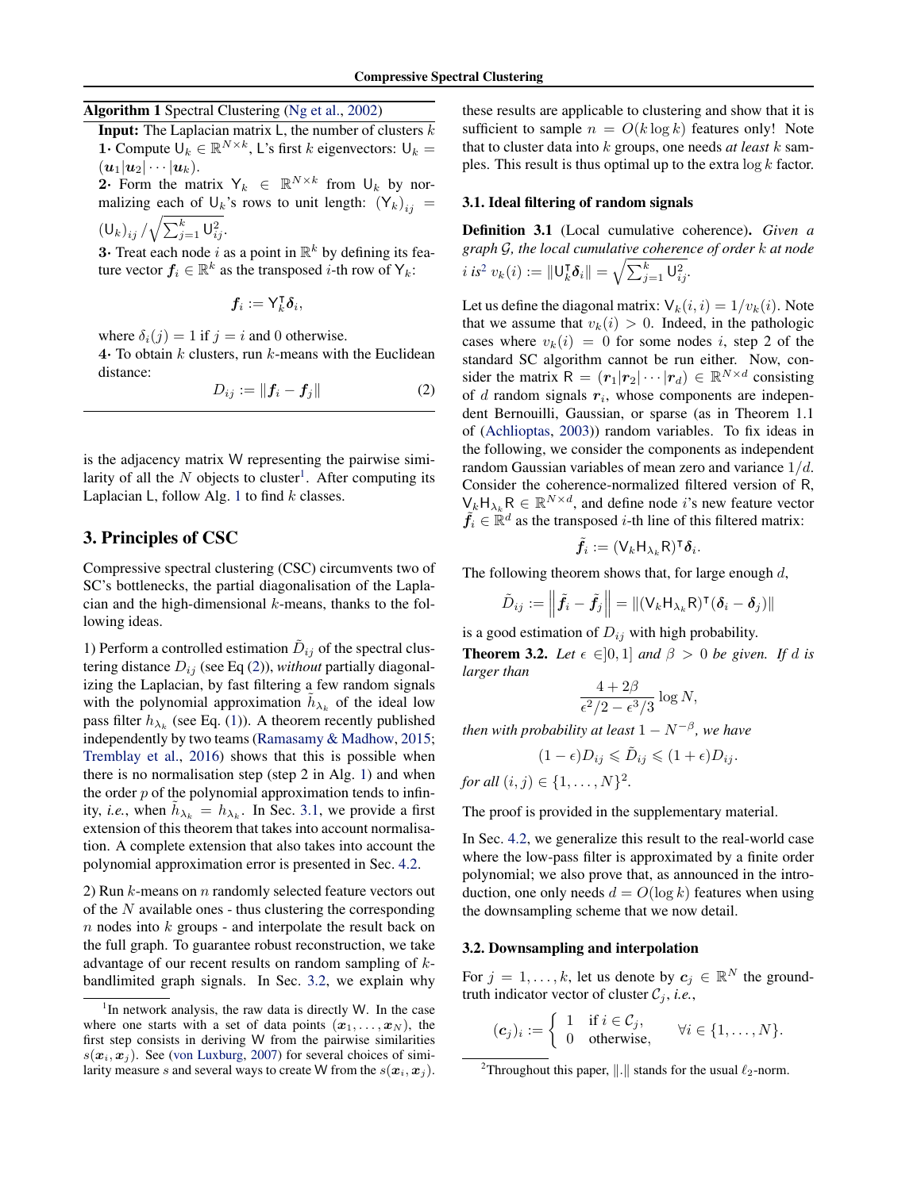**Algorithm 1** Spectral Clustering (Ng et al., 2002)

**Input:** The Laplacian matrix $\mathsf{L}$, the number of clusters $k$

**1·** Compute $\mathsf{U}_k \in \mathbb{R}^{N\times k}$, $\mathsf{L}$'s first $k$ eigenvectors: $\mathsf{U}_k = (\boldsymbol{u}_1|\boldsymbol{u}_2|\cdots|\boldsymbol{u}_k)$.

**2·** Form the matrix $\mathsf{Y}_k \in \mathbb{R}^{N\times k}$ from $\mathsf{U}_k$ by normalizing each of $\mathsf{U}_k$'s rows to unit length: $(\mathsf{Y}_k)_{ij} = (\mathsf{U}_k)_{ij} / \sqrt{\sum_{j=1}^{k} \mathsf{U}_{ij}^2}$.

**3·** Treat each node $i$ as a point in $\mathbb{R}^k$ by defining its feature vector $\boldsymbol{f}_i \in \mathbb{R}^k$ as the transposed $i$-th row of $\mathsf{Y}_k$:

$$\boldsymbol{f}_i := \mathsf{Y}_k^{\intercal}\boldsymbol{\delta}_i,$$

where $\delta_i(j) = 1$ if $j = i$ and 0 otherwise.

**4·** To obtain $k$ clusters, run $k$-means with the Euclidean distance:

$$D_{ij} := \|\boldsymbol{f}_i - \boldsymbol{f}_j\| \tag{2}$$

---

is the adjacency matrix $\mathsf{W}$ representing the pairwise similarity of all the $N$ objects to cluster[1]. After computing its Laplacian $\mathsf{L}$, follow Alg. 1 to find $k$ classes.

## 3. Principles of CSC

Compressive spectral clustering (CSC) circumvents two of SC's bottlenecks, the partial diagonalisation of the Laplacian and the high-dimensional $k$-means, thanks to the following ideas.

1) Perform a controlled estimation $\tilde{D}_{ij}$ of the spectral clustering distance $D_{ij}$ (see Eq (2)), *without* partially diagonalizing the Laplacian, by fast filtering a few random signals with the polynomial approximation $\tilde{h}_{\lambda_k}$ of the ideal low pass filter $h_{\lambda_k}$ (see Eq. (1)). A theorem recently published independently by two teams (Ramasamy & Madhow, 2015; Tremblay et al., 2016) shows that this is possible when there is no normalisation step (step 2 in Alg. 1) and when the order $p$ of the polynomial approximation tends to infinity, *i.e.*, when $\tilde{h}_{\lambda_k} = h_{\lambda_k}$. In Sec. 3.1, we provide a first extension of this theorem that takes into account normalisation. A complete extension that also takes into account the polynomial approximation error is presented in Sec. 4.2.

2) Run $k$-means on $n$ randomly selected feature vectors out of the $N$ available ones - thus clustering the corresponding $n$ nodes into $k$ groups - and interpolate the result back on the full graph. To guarantee robust reconstruction, we take advantage of our recent results on random sampling of $k$-bandlimited graph signals. In Sec. 3.2, we explain why these results are applicable to clustering and show that it is sufficient to sample $n = O(k \log k)$ features only! Note that to cluster data into $k$ groups, one needs *at least* $k$ samples. This result is thus optimal up to the extra $\log k$ factor.

### 3.1. Ideal filtering of random signals

**Definition 3.1** (Local cumulative coherence). *Given a graph $\mathcal{G}$, the local cumulative coherence of order $k$ at node $i$ is*[2] $v_k(i) := \|\mathsf{U}_k^{\intercal}\boldsymbol{\delta}_i\| = \sqrt{\sum_{j=1}^{k} \mathsf{U}_{ij}^2}$.

Let us define the diagonal matrix: $\mathsf{V}_k(i,i) = 1/v_k(i)$. Note that we assume that $v_k(i) > 0$. Indeed, in the pathologic cases where $v_k(i) = 0$ for some nodes $i$, step 2 of the standard SC algorithm cannot be run either. Now, consider the matrix $\mathsf{R} = (\boldsymbol{r}_1|\boldsymbol{r}_2|\cdots|\boldsymbol{r}_d) \in \mathbb{R}^{N\times d}$ consisting of $d$ random signals $\boldsymbol{r}_i$, whose components are independent Bernouilli, Gaussian, or sparse (as in Theorem 1.1 of (Achlioptas, 2003)) random variables. To fix ideas in the following, we consider the components as independent random Gaussian variables of mean zero and variance $1/d$. Consider the coherence-normalized filtered version of $\mathsf{R}$, $\mathsf{V}_k\mathsf{H}_{\lambda_k}\mathsf{R} \in \mathbb{R}^{N\times d}$, and define node $i$'s new feature vector $\tilde{\boldsymbol{f}}_i \in \mathbb{R}^d$ as the transposed $i$-th line of this filtered matrix:

$$\tilde{\boldsymbol{f}}_i := (\mathsf{V}_k\mathsf{H}_{\lambda_k}\mathsf{R})^{\intercal}\boldsymbol{\delta}_i.$$

The following theorem shows that, for large enough $d$,

$$\tilde{D}_{ij} := \left\|\tilde{\boldsymbol{f}}_i - \tilde{\boldsymbol{f}}_j\right\| = \|(\mathsf{V}_k\mathsf{H}_{\lambda_k}\mathsf{R})^{\intercal}(\boldsymbol{\delta}_i - \boldsymbol{\delta}_j)\|$$

is a good estimation of $D_{ij}$ with high probability.

**Theorem 3.2.** *Let $\epsilon \in ]0,1]$ and $\beta > 0$ be given. If $d$ is larger than*

$$\frac{4 + 2\beta}{\epsilon^2/2 - \epsilon^3/3}\log N,$$

*then with probability at least $1 - N^{-\beta}$, we have*

$$(1-\epsilon)D_{ij} \leqslant \tilde{D}_{ij} \leqslant (1+\epsilon)D_{ij}.$$

*for all $(i,j) \in \{1,\ldots,N\}^2$.*

The proof is provided in the supplementary material.

In Sec. 4.2, we generalize this result to the real-world case where the low-pass filter is approximated by a finite order polynomial; we also prove that, as announced in the introduction, one only needs $d = O(\log k)$ features when using the downsampling scheme that we now detail.

### 3.2. Downsampling and interpolation

For $j = 1,\ldots,k$, let us denote by $\boldsymbol{c}_j \in \mathbb{R}^N$ the ground-truth indicator vector of cluster $\mathcal{C}_j$, *i.e.*,

$$(\boldsymbol{c}_j)_i := \begin{cases} 1 & \text{if } i \in \mathcal{C}_j, \\ 0 & \text{otherwise,} \end{cases} \qquad \forall i \in \{1,\ldots,N\}.$$

---

[1] In network analysis, the raw data is directly $\mathsf{W}$. In the case where one starts with a set of data points $(\boldsymbol{x}_1,\ldots,\boldsymbol{x}_N)$, the first step consists in deriving $\mathsf{W}$ from the pairwise similarities $s(\boldsymbol{x}_i,\boldsymbol{x}_j)$. See (von Luxburg, 2007) for several choices of similarity measure $s$ and several ways to create $\mathsf{W}$ from the $s(\boldsymbol{x}_i,\boldsymbol{x}_j)$.

[2] Throughout this paper, $\|.\|$ stands for the usual $\ell_2$-norm.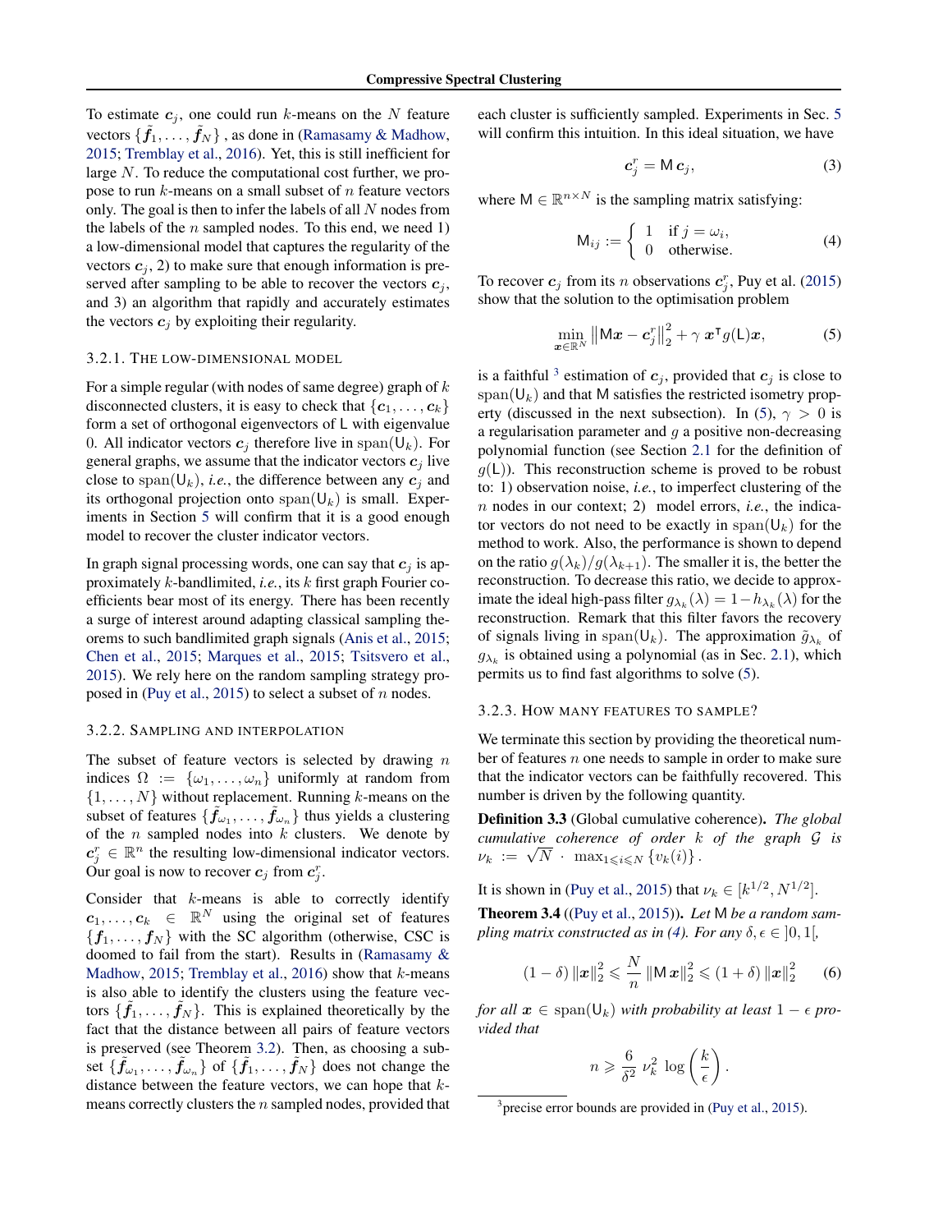To estimate $\boldsymbol{c}_j$, one could run $k$-means on the $N$ feature vectors $\{\tilde{\boldsymbol{f}}_1, \ldots, \tilde{\boldsymbol{f}}_N\}$ , as done in (Ramasamy & Madhow, 2015; Tremblay et al., 2016). Yet, this is still inefficient for large $N$. To reduce the computational cost further, we propose to run $k$-means on a small subset of $n$ feature vectors only. The goal is then to infer the labels of all $N$ nodes from the labels of the $n$ sampled nodes. To this end, we need 1) a low-dimensional model that captures the regularity of the vectors $\boldsymbol{c}_j$, 2) to make sure that enough information is preserved after sampling to be able to recover the vectors $\boldsymbol{c}_j$, and 3) an algorithm that rapidly and accurately estimates the vectors $\boldsymbol{c}_j$ by exploiting their regularity.

### 3.2.1. The low-dimensional model

For a simple regular (with nodes of same degree) graph of $k$ disconnected clusters, it is easy to check that $\{\boldsymbol{c}_1, \ldots, \boldsymbol{c}_k\}$ form a set of orthogonal eigenvectors of $\mathsf{L}$ with eigenvalue 0. All indicator vectors $\boldsymbol{c}_j$ therefore live in $\operatorname{span}(\mathsf{U}_k)$. For general graphs, we assume that the indicator vectors $\boldsymbol{c}_j$ live close to $\operatorname{span}(\mathsf{U}_k)$, *i.e.*, the difference between any $\boldsymbol{c}_j$ and its orthogonal projection onto $\operatorname{span}(\mathsf{U}_k)$ is small. Experiments in Section 5 will confirm that it is a good enough model to recover the cluster indicator vectors.

In graph signal processing words, one can say that $\boldsymbol{c}_j$ is approximately $k$-bandlimited, *i.e.*, its $k$ first graph Fourier coefficients bear most of its energy. There has been recently a surge of interest around adapting classical sampling theorems to such bandlimited graph signals (Anis et al., 2015; Chen et al., 2015; Marques et al., 2015; Tsitsvero et al., 2015). We rely here on the random sampling strategy proposed in (Puy et al., 2015) to select a subset of $n$ nodes.

### 3.2.2. Sampling and interpolation

The subset of feature vectors is selected by drawing $n$ indices $\Omega := \{\omega_1, \ldots, \omega_n\}$ uniformly at random from $\{1, \ldots, N\}$ without replacement. Running $k$-means on the subset of features $\{\tilde{\boldsymbol{f}}_{\omega_1}, \ldots, \tilde{\boldsymbol{f}}_{\omega_n}\}$ thus yields a clustering of the $n$ sampled nodes into $k$ clusters. We denote by $\boldsymbol{c}_j^r \in \mathbb{R}^n$ the resulting low-dimensional indicator vectors. Our goal is now to recover $\boldsymbol{c}_j$ from $\boldsymbol{c}_j^r$.

Consider that $k$-means is able to correctly identify $\boldsymbol{c}_1, \ldots, \boldsymbol{c}_k \in \mathbb{R}^N$ using the original set of features $\{\boldsymbol{f}_1, \ldots, \boldsymbol{f}_N\}$ with the SC algorithm (otherwise, CSC is doomed to fail from the start). Results in (Ramasamy & Madhow, 2015; Tremblay et al., 2016) show that $k$-means is also able to identify the clusters using the feature vectors $\{\tilde{\boldsymbol{f}}_1, \ldots, \tilde{\boldsymbol{f}}_N\}$. This is explained theoretically by the fact that the distance between all pairs of feature vectors is preserved (see Theorem 3.2). Then, as choosing a subset $\{\tilde{\boldsymbol{f}}_{\omega_1}, \ldots, \tilde{\boldsymbol{f}}_{\omega_n}\}$ of $\{\tilde{\boldsymbol{f}}_1, \ldots, \tilde{\boldsymbol{f}}_N\}$ does not change the distance between the feature vectors, we can hope that $k$-means correctly clusters the $n$ sampled nodes, provided that each cluster is sufficiently sampled. Experiments in Sec. 5 will confirm this intuition. In this ideal situation, we have

$$\boldsymbol{c}_j^r = \mathsf{M}\, \boldsymbol{c}_j, \tag{3}$$

where $\mathsf{M} \in \mathbb{R}^{n \times N}$ is the sampling matrix satisfying:

$$\mathsf{M}_{ij} := \begin{cases} 1 & \text{if } j = \omega_i, \\ 0 & \text{otherwise.} \end{cases} \tag{4}$$

To recover $\boldsymbol{c}_j$ from its $n$ observations $\boldsymbol{c}_j^r$, Puy et al. (2015) show that the solution to the optimisation problem

$$\min_{\boldsymbol{x} \in \mathbb{R}^N} \left\| \mathsf{M}\boldsymbol{x} - \boldsymbol{c}_j^r \right\|_2^2 + \gamma\, \boldsymbol{x}^{\intercal} g(\mathsf{L}) \boldsymbol{x}, \tag{5}$$

is a faithful [3] estimation of $\boldsymbol{c}_j$, provided that $\boldsymbol{c}_j$ is close to $\operatorname{span}(\mathsf{U}_k)$ and that $\mathsf{M}$ satisfies the restricted isometry property (discussed in the next subsection). In (5), $\gamma > 0$ is a regularisation parameter and $g$ a positive non-decreasing polynomial function (see Section 2.1 for the definition of $g(\mathsf{L})$). This reconstruction scheme is proved to be robust to: 1) observation noise, *i.e.*, to imperfect clustering of the $n$ nodes in our context; 2) model errors, *i.e.*, the indicator vectors do not need to be exactly in $\operatorname{span}(\mathsf{U}_k)$ for the method to work. Also, the performance is shown to depend on the ratio $g(\lambda_k)/g(\lambda_{k+1})$. The smaller it is, the better the reconstruction. To decrease this ratio, we decide to approximate the ideal high-pass filter $g_{\lambda_k}(\lambda) = 1 - h_{\lambda_k}(\lambda)$ for the reconstruction. Remark that this filter favors the recovery of signals living in $\operatorname{span}(\mathsf{U}_k)$. The approximation $\tilde{g}_{\lambda_k}$ of $g_{\lambda_k}$ is obtained using a polynomial (as in Sec. 2.1), which permits us to find fast algorithms to solve (5).

### 3.2.3. How many features to sample?

We terminate this section by providing the theoretical number of features $n$ one needs to sample in order to make sure that the indicator vectors can be faithfully recovered. This number is driven by the following quantity.

**Definition 3.3** (Global cumulative coherence)**.** *The global cumulative coherence of order $k$ of the graph $\mathcal{G}$ is $\nu_k := \sqrt{N} \cdot \max_{1 \leqslant i \leqslant N} \{v_k(i)\}$.*

It is shown in (Puy et al., 2015) that $\nu_k \in [k^{1/2}, N^{1/2}]$.

**Theorem 3.4** ((Puy et al., 2015))**.** *Let $\mathsf{M}$ be a random sampling matrix constructed as in (4). For any $\delta, \epsilon \in ]0, 1[$,*

$$(1 - \delta) \left\| \boldsymbol{x} \right\|_2^2 \leqslant \frac{N}{n} \left\| \mathsf{M}\, \boldsymbol{x} \right\|_2^2 \leqslant (1 + \delta) \left\| \boldsymbol{x} \right\|_2^2 \tag{6}$$

*for all $\boldsymbol{x} \in \operatorname{span}(\mathsf{U}_k)$ with probability at least $1 - \epsilon$ provided that*

$$n \geqslant \frac{6}{\delta^2}\, \nu_k^2\, \log\left(\frac{k}{\epsilon}\right).$$

[3] precise error bounds are provided in (Puy et al., 2015).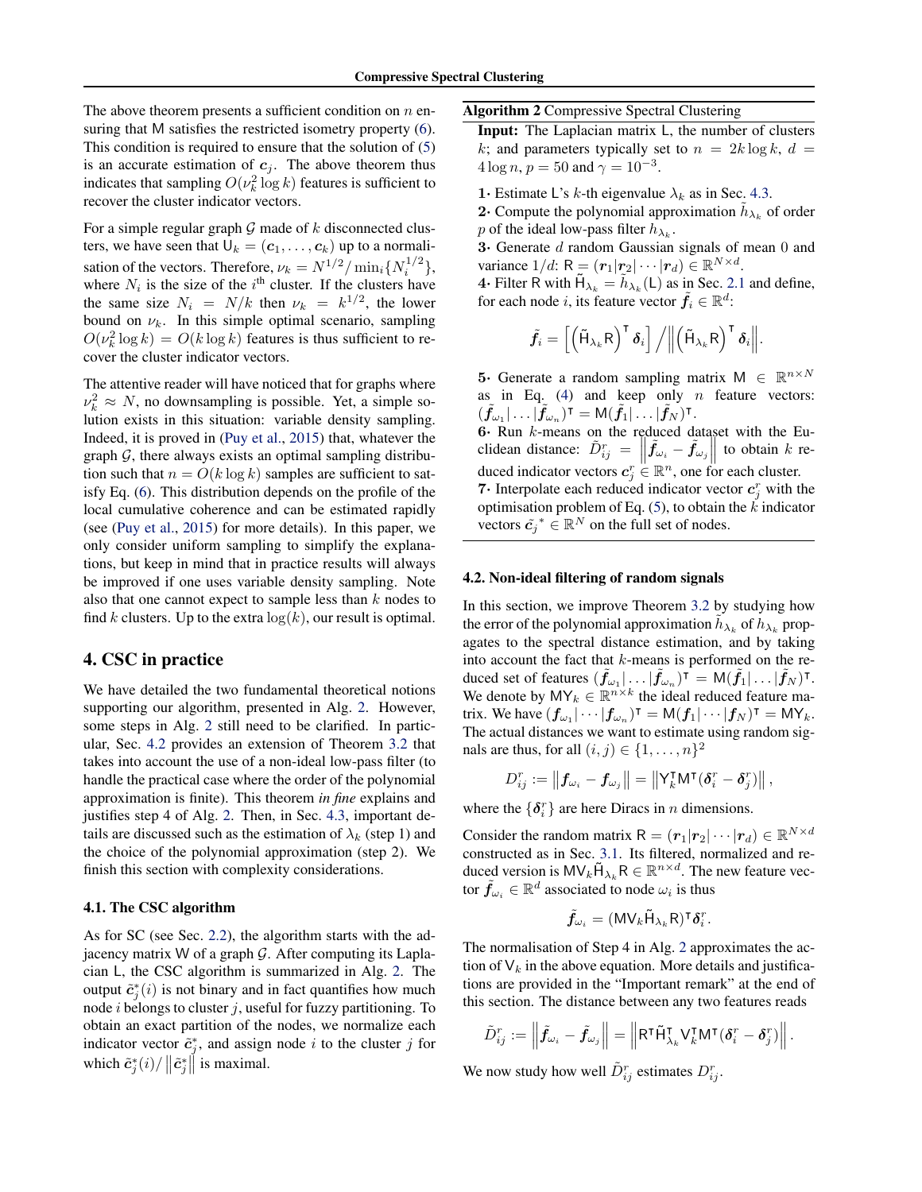The above theorem presents a sufficient condition on $n$ ensuring that $\mathsf{M}$ satisfies the restricted isometry property (6). This condition is required to ensure that the solution of (5) is an accurate estimation of $\boldsymbol{c}_j$. The above theorem thus indicates that sampling $O(\nu_k^2 \log k)$ features is sufficient to recover the cluster indicator vectors.

For a simple regular graph $\mathcal{G}$ made of $k$ disconnected clusters, we have seen that $\mathsf{U}_k = (\boldsymbol{c}_1, \ldots, \boldsymbol{c}_k)$ up to a normalisation of the vectors. Therefore, $\nu_k = N^{1/2} / \min_i \{N_i^{1/2}\}$, where $N_i$ is the size of the $i^{\text{th}}$ cluster. If the clusters have the same size $N_i = N/k$ then $\nu_k = k^{1/2}$, the lower bound on $\nu_k$. In this simple optimal scenario, sampling $O(\nu_k^2 \log k) = O(k \log k)$ features is thus sufficient to recover the cluster indicator vectors.

The attentive reader will have noticed that for graphs where $\nu_k^2 \approx N$, no downsampling is possible. Yet, a simple solution exists in this situation: variable density sampling. Indeed, it is proved in (Puy et al., 2015) that, whatever the graph $\mathcal{G}$, there always exists an optimal sampling distribution such that $n = O(k \log k)$ samples are sufficient to satisfy Eq. (6). This distribution depends on the profile of the local cumulative coherence and can be estimated rapidly (see (Puy et al., 2015) for more details). In this paper, we only consider uniform sampling to simplify the explanations, but keep in mind that in practice results will always be improved if one uses variable density sampling. Note also that one cannot expect to sample less than $k$ nodes to find $k$ clusters. Up to the extra $\log(k)$, our result is optimal.

## 4. CSC in practice

We have detailed the two fundamental theoretical notions supporting our algorithm, presented in Alg. 2. However, some steps in Alg. 2 still need to be clarified. In particular, Sec. 4.2 provides an extension of Theorem 3.2 that takes into account the use of a non-ideal low-pass filter (to handle the practical case where the order of the polynomial approximation is finite). This theorem *in fine* explains and justifies step 4 of Alg. 2. Then, in Sec. 4.3, important details are discussed such as the estimation of $\lambda_k$ (step 1) and the choice of the polynomial approximation (step 2). We finish this section with complexity considerations.

### 4.1. The CSC algorithm

As for SC (see Sec. 2.2), the algorithm starts with the adjacency matrix $\mathsf{W}$ of a graph $\mathcal{G}$. After computing its Laplacian $\mathsf{L}$, the CSC algorithm is summarized in Alg. 2. The output $\tilde{\boldsymbol{c}}_j^*(i)$ is not binary and in fact quantifies how much node $i$ belongs to cluster $j$, useful for fuzzy partitioning. To obtain an exact partition of the nodes, we normalize each indicator vector $\tilde{\boldsymbol{c}}_j^*$, and assign node $i$ to the cluster $j$ for which $\tilde{\boldsymbol{c}}_j^*(i) / \left\|\tilde{\boldsymbol{c}}_j^*\right\|$ is maximal.

**Algorithm 2** Compressive Spectral Clustering

**Input:** The Laplacian matrix $\mathsf{L}$, the number of clusters $k$; and parameters typically set to $n = 2k \log k$, $d = 4 \log n$, $p = 50$ and $\gamma = 10^{-3}$.

**1·** Estimate $\mathsf{L}$'s $k$-th eigenvalue $\lambda_k$ as in Sec. 4.3.

**2·** Compute the polynomial approximation $\tilde{h}_{\lambda_k}$ of order $p$ of the ideal low-pass filter $h_{\lambda_k}$.

**3·** Generate $d$ random Gaussian signals of mean $0$ and variance $1/d$: $\mathsf{R} = (\boldsymbol{r}_1 | \boldsymbol{r}_2 | \cdots | \boldsymbol{r}_d) \in \mathbb{R}^{N \times d}$.

**4·** Filter $\mathsf{R}$ with $\tilde{\mathsf{H}}_{\lambda_k} = \tilde{h}_{\lambda_k}(\mathsf{L})$ as in Sec. 2.1 and define, for each node $i$, its feature vector $\tilde{\boldsymbol{f}}_i \in \mathbb{R}^d$:

$$\tilde{\boldsymbol{f}}_i = \left[\left(\tilde{\mathsf{H}}_{\lambda_k} \mathsf{R}\right)^{\intercal} \boldsymbol{\delta}_i\right] / \left\|\left(\tilde{\mathsf{H}}_{\lambda_k} \mathsf{R}\right)^{\intercal} \boldsymbol{\delta}_i\right\|.$$

**5·** Generate a random sampling matrix $\mathsf{M} \in \mathbb{R}^{n \times N}$ as in Eq. (4) and keep only $n$ feature vectors: $(\tilde{\boldsymbol{f}}_{\omega_1} | \ldots | \tilde{\boldsymbol{f}}_{\omega_n})^{\intercal} = \mathsf{M} (\tilde{\boldsymbol{f}}_1 | \ldots | \tilde{\boldsymbol{f}}_N)^{\intercal}$.

**6·** Run $k$-means on the reduced dataset with the Euclidean distance: $\tilde{D}_{ij}^r = \left\|\tilde{\boldsymbol{f}}_{\omega_i} - \tilde{\boldsymbol{f}}_{\omega_j}\right\|$ to obtain $k$ reduced indicator vectors $\boldsymbol{c}_j^r \in \mathbb{R}^n$, one for each cluster.

**7·** Interpolate each reduced indicator vector $\boldsymbol{c}_j^r$ with the optimisation problem of Eq. (5), to obtain the $k$ indicator vectors $\tilde{\boldsymbol{c}}_j^* \in \mathbb{R}^N$ on the full set of nodes.

### 4.2. Non-ideal filtering of random signals

In this section, we improve Theorem 3.2 by studying how the error of the polynomial approximation $\tilde{h}_{\lambda_k}$ of $h_{\lambda_k}$ propagates to the spectral distance estimation, and by taking into account the fact that $k$-means is performed on the reduced set of features $(\tilde{\boldsymbol{f}}_{\omega_1} | \ldots | \tilde{\boldsymbol{f}}_{\omega_n})^{\intercal} = \mathsf{M} (\tilde{\boldsymbol{f}}_1 | \ldots | \tilde{\boldsymbol{f}}_N)^{\intercal}$. We denote by $\mathsf{M}\mathsf{Y}_k \in \mathbb{R}^{n \times k}$ the ideal reduced feature matrix. We have $(\boldsymbol{f}_{\omega_1} | \cdots | \boldsymbol{f}_{\omega_n})^{\intercal} = \mathsf{M} (\boldsymbol{f}_1 | \cdots | \boldsymbol{f}_N)^{\intercal} = \mathsf{M}\mathsf{Y}_k$. The actual distances we want to estimate using random signals are thus, for all $(i, j) \in \{1, \ldots, n\}^2$

$$D_{ij}^r := \left\|\boldsymbol{f}_{\omega_i} - \boldsymbol{f}_{\omega_j}\right\| = \left\|\mathsf{Y}_k^{\intercal} \mathsf{M}^{\intercal} (\boldsymbol{\delta}_i^r - \boldsymbol{\delta}_j^r)\right\|,$$

where the $\{\boldsymbol{\delta}_i^r\}$ are here Diracs in $n$ dimensions.

Consider the random matrix $\mathsf{R} = (\boldsymbol{r}_1 | \boldsymbol{r}_2 | \cdots | \boldsymbol{r}_d) \in \mathbb{R}^{N \times d}$ constructed as in Sec. 3.1. Its filtered, normalized and reduced version is $\mathsf{M}\mathsf{V}_k \tilde{\mathsf{H}}_{\lambda_k} \mathsf{R} \in \mathbb{R}^{n \times d}$. The new feature vector $\tilde{\boldsymbol{f}}_{\omega_i} \in \mathbb{R}^d$ associated to node $\omega_i$ is thus

$$\tilde{\boldsymbol{f}}_{\omega_i} = (\mathsf{M}\mathsf{V}_k \tilde{\mathsf{H}}_{\lambda_k} \mathsf{R})^{\intercal} \boldsymbol{\delta}_i^r.$$

The normalisation of Step 4 in Alg. 2 approximates the action of $\mathsf{V}_k$ in the above equation. More details and justifications are provided in the "Important remark" at the end of this section. The distance between any two features reads

$$\tilde{D}_{ij}^r := \left\|\tilde{\boldsymbol{f}}_{\omega_i} - \tilde{\boldsymbol{f}}_{\omega_j}\right\| = \left\|\mathsf{R}^{\intercal} \tilde{\mathsf{H}}_{\lambda_k}^{\intercal} \mathsf{V}_k^{\intercal} \mathsf{M}^{\intercal} (\boldsymbol{\delta}_i^r - \boldsymbol{\delta}_j^r)\right\|.$$

We now study how well $\tilde{D}_{ij}^r$ estimates $D_{ij}^r$.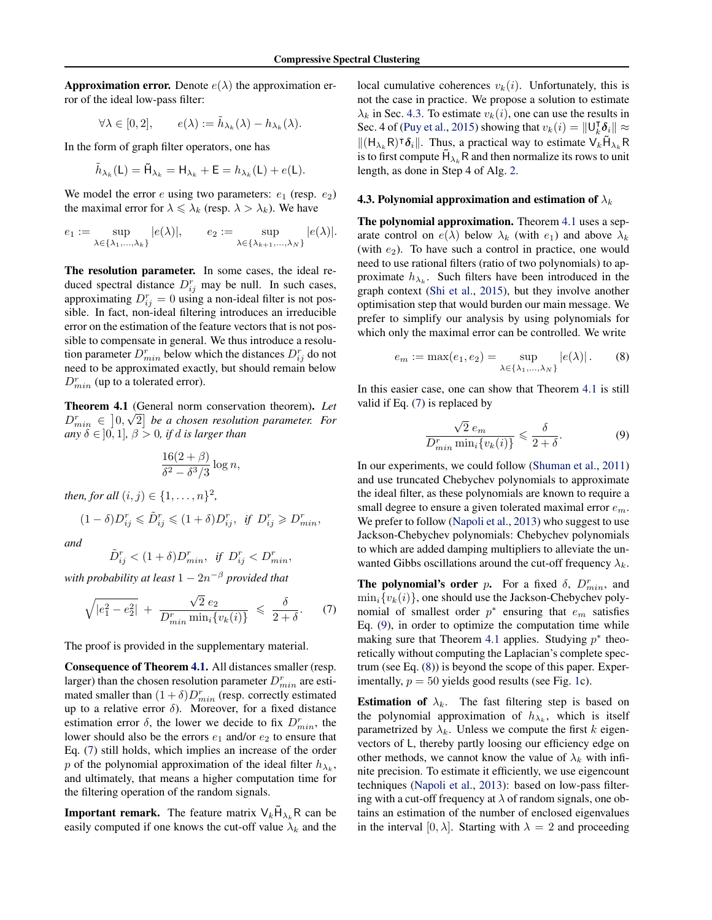**Approximation error.** Denote $e(\lambda)$ the approximation error of the ideal low-pass filter:

$$\forall \lambda \in [0, 2], \qquad e(\lambda) := \tilde{h}_{\lambda_k}(\lambda) - h_{\lambda_k}(\lambda).$$

In the form of graph filter operators, one has

$$\tilde{h}_{\lambda_k}(\mathsf{L}) = \tilde{\mathsf{H}}_{\lambda_k} = \mathsf{H}_{\lambda_k} + \mathsf{E} = h_{\lambda_k}(\mathsf{L}) + e(\mathsf{L}).$$

We model the error $e$ using two parameters: $e_1$ (resp. $e_2$) the maximal error for $\lambda \leqslant \lambda_k$ (resp. $\lambda > \lambda_k$). We have

$$e_1 := \sup_{\lambda \in \{\lambda_1, \ldots, \lambda_k\}} |e(\lambda)|, \qquad e_2 := \sup_{\lambda \in \{\lambda_{k+1}, \ldots, \lambda_N\}} |e(\lambda)|.$$

**The resolution parameter.** In some cases, the ideal reduced spectral distance $D^r_{ij}$ may be null. In such cases, approximating $D^r_{ij} = 0$ using a non-ideal filter is not possible. In fact, non-ideal filtering introduces an irreducible error on the estimation of the feature vectors that is not possible to compensate in general. We thus introduce a resolution parameter $D^r_{min}$ below which the distances $D^r_{ij}$ do not need to be approximated exactly, but should remain below $D^r_{min}$ (up to a tolerated error).

**Theorem 4.1** (General norm conservation theorem). *Let $D^r_{min} \in \left]0, \sqrt{2}\right]$ be a chosen resolution parameter. For any $\delta \in ]0, 1]$, $\beta > 0$, if $d$ is larger than*

$$\frac{16(2 + \beta)}{\delta^2 - \delta^3/3} \log n,$$

*then, for all $(i, j) \in \{1, \ldots, n\}^2$,*

$$(1 - \delta) D^r_{ij} \leqslant \tilde{D}^r_{ij} \leqslant (1 + \delta) D^r_{ij}, \;\; \text{if} \;\; D^r_{ij} \geqslant D^r_{min},$$

*and*

$$\tilde{D}^r_{ij} < (1 + \delta) D^r_{min}, \;\; \text{if} \;\; D^r_{ij} < D^r_{min},$$

*with probability at least $1 - 2n^{-\beta}$ provided that*

$$\sqrt{|e_1^2 - e_2^2|} \; + \; \frac{\sqrt{2}\, e_2}{D^r_{min} \min_i\{v_k(i)\}} \; \leqslant \; \frac{\delta}{2 + \delta}. \qquad (7)$$

The proof is provided in the supplementary material.

**Consequence of Theorem 4.1.** All distances smaller (resp. larger) than the chosen resolution parameter $D^r_{min}$ are estimated smaller than $(1 + \delta) D^r_{min}$ (resp. correctly estimated up to a relative error $\delta$). Moreover, for a fixed distance estimation error $\delta$, the lower we decide to fix $D^r_{min}$, the lower should also be the errors $e_1$ and/or $e_2$ to ensure that Eq. (7) still holds, which implies an increase of the order $p$ of the polynomial approximation of the ideal filter $h_{\lambda_k}$, and ultimately, that means a higher computation time for the filtering operation of the random signals.

**Important remark.** The feature matrix $\mathsf{V}_k \tilde{\mathsf{H}}_{\lambda_k} \mathsf{R}$ can be easily computed if one knows the cut-off value $\lambda_k$ and the local cumulative coherences $v_k(i)$. Unfortunately, this is not the case in practice. We propose a solution to estimate $\lambda_k$ in Sec. 4.3. To estimate $v_k(i)$, one can use the results in Sec. 4 of (Puy et al., 2015) showing that $v_k(i) = \|\mathsf{U}_k^{\intercal} \boldsymbol{\delta}_i\| \approx \|(\mathsf{H}_{\lambda_k} \mathsf{R})^{\intercal} \boldsymbol{\delta}_i\|$. Thus, a practical way to estimate $\mathsf{V}_k \tilde{\mathsf{H}}_{\lambda_k} \mathsf{R}$ is to first compute $\tilde{\mathsf{H}}_{\lambda_k} \mathsf{R}$ and then normalize its rows to unit length, as done in Step 4 of Alg. 2.

### 4.3. Polynomial approximation and estimation of $\lambda_k$

**The polynomial approximation.** Theorem 4.1 uses a separate control on $e(\lambda)$ below $\lambda_k$ (with $e_1$) and above $\lambda_k$ (with $e_2$). To have such a control in practice, one would need to use rational filters (ratio of two polynomials) to approximate $h_{\lambda_k}$. Such filters have been introduced in the graph context (Shi et al., 2015), but they involve another optimisation step that would burden our main message. We prefer to simplify our analysis by using polynomials for which only the maximal error can be controlled. We write

$$e_m := \max(e_1, e_2) = \sup_{\lambda \in \{\lambda_1, \ldots, \lambda_N\}} |e(\lambda)| \,. \qquad (8)$$

In this easier case, one can show that Theorem 4.1 is still valid if Eq. (7) is replaced by

$$\frac{\sqrt{2}\; e_m}{D^r_{min} \min_i\{v_k(i)\}} \leqslant \frac{\delta}{2 + \delta}. \qquad (9)$$

In our experiments, we could follow (Shuman et al., 2011) and use truncated Chebychev polynomials to approximate the ideal filter, as these polynomials are known to require a small degree to ensure a given tolerated maximal error $e_m$. We prefer to follow (Napoli et al., 2013) who suggest to use Jackson-Chebychev polynomials: Chebychev polynomials to which are added damping multipliers to alleviate the unwanted Gibbs oscillations around the cut-off frequency $\lambda_k$.

**The polynomial's order** $p$. For a fixed $\delta$, $D^r_{min}$, and $\min_i\{v_k(i)\}$, one should use the Jackson-Chebychev polynomial of smallest order $p^*$ ensuring that $e_m$ satisfies Eq. (9), in order to optimize the computation time while making sure that Theorem 4.1 applies. Studying $p^*$ theoretically without computing the Laplacian's complete spectrum (see Eq. (8)) is beyond the scope of this paper. Experimentally, $p = 50$ yields good results (see Fig. 1c).

**Estimation of** $\lambda_k$. The fast filtering step is based on the polynomial approximation of $h_{\lambda_k}$, which is itself parametrized by $\lambda_k$. Unless we compute the first $k$ eigenvectors of $\mathsf{L}$, thereby partly loosing our efficiency edge on other methods, we cannot know the value of $\lambda_k$ with infinite precision. To estimate it efficiently, we use eigencount techniques (Napoli et al., 2013): based on low-pass filtering with a cut-off frequency at $\lambda$ of random signals, one obtains an estimation of the number of enclosed eigenvalues in the interval $[0, \lambda]$. Starting with $\lambda = 2$ and proceeding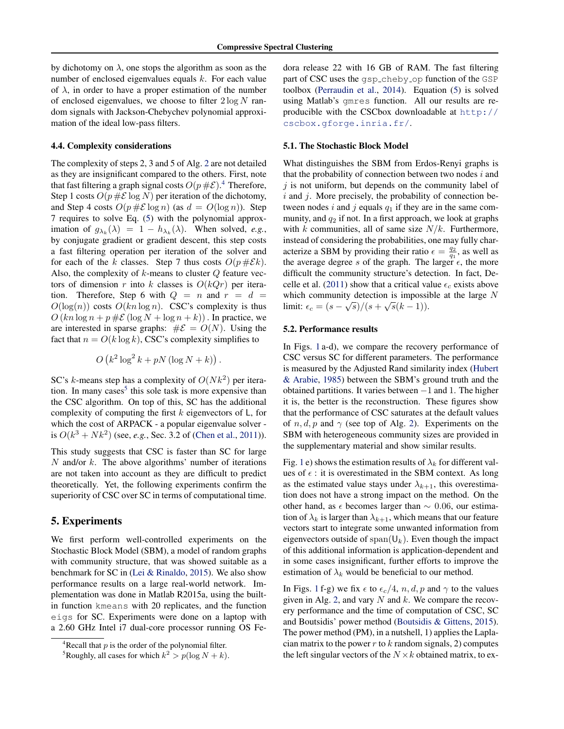by dichotomy on $\lambda$, one stops the algorithm as soon as the number of enclosed eigenvalues equals $k$. For each value of $\lambda$, in order to have a proper estimation of the number of enclosed eigenvalues, we choose to filter $2 \log N$ random signals with Jackson-Chebychev polynomial approximation of the ideal low-pass filters.

### 4.4. Complexity considerations

The complexity of steps 2, 3 and 5 of Alg. 2 are not detailed as they are insignificant compared to the others. First, note that fast filtering a graph signal costs $O(p \, \#\mathcal{E})$.[4] Therefore, Step 1 costs $O(p \, \#\mathcal{E} \log N)$ per iteration of the dichotomy, and Step 4 costs $O(p \, \#\mathcal{E} \log n)$ (as $d = O(\log n)$). Step 7 requires to solve Eq. (5) with the polynomial approximation of $g_{\lambda_k}(\lambda) = 1 - h_{\lambda_k}(\lambda)$. When solved, *e.g.*, by conjugate gradient or gradient descent, this step costs a fast filtering operation per iteration of the solver and for each of the $k$ classes. Step 7 thus costs $O(p \, \#\mathcal{E} k)$. Also, the complexity of $k$-means to cluster $Q$ feature vectors of dimension $r$ into $k$ classes is $O(kQr)$ per iteration. Therefore, Step 6 with $Q = n$ and $r = d = O(\log(n))$ costs $O(kn \log n)$. CSC's complexity is thus $O\left(kn \log n + p \, \#\mathcal{E} \left(\log N + \log n + k\right)\right)$. In practice, we are interested in sparse graphs: $\#\mathcal{E} = O(N)$. Using the fact that $n = O(k \log k)$, CSC's complexity simplifies to

$$O\left(k^2 \log^2 k + pN\left(\log N + k\right)\right).$$

SC's $k$-means step has a complexity of $O(Nk^2)$ per iteration. In many cases[5] this sole task is more expensive than the CSC algorithm. On top of this, SC has the additional complexity of computing the first $k$ eigenvectors of $\mathsf{L}$, for which the cost of ARPACK - a popular eigenvalue solver - is $O(k^3 + Nk^2)$ (see, *e.g.*, Sec. 3.2 of (Chen et al., 2011)).

This study suggests that CSC is faster than SC for large $N$ and/or $k$. The above algorithms' number of iterations are not taken into account as they are difficult to predict theoretically. Yet, the following experiments confirm the superiority of CSC over SC in terms of computational time.

## 5. Experiments

We first perform well-controlled experiments on the Stochastic Block Model (SBM), a model of random graphs with community structure, that was showed suitable as a benchmark for SC in (Lei & Rinaldo, 2015). We also show performance results on a large real-world network. Implementation was done in Matlab R2015a, using the built-in function `kmeans` with 20 replicates, and the function `eigs` for SC. Experiments were done on a laptop with a 2.60 GHz Intel i7 dual-core processor running OS Fedora release 22 with 16 GB of RAM. The fast filtering part of CSC uses the `gsp_cheby_op` function of the `GSP` toolbox (Perraudin et al., 2014). Equation (5) is solved using Matlab's `gmres` function. All our results are reproducible with the CSCbox downloadable at http://cscbox.gforge.inria.fr/.

### 5.1. The Stochastic Block Model

What distinguishes the SBM from Erdos-Renyi graphs is that the probability of connection between two nodes $i$ and $j$ is not uniform, but depends on the community label of $i$ and $j$. More precisely, the probability of connection between nodes $i$ and $j$ equals $q_1$ if they are in the same community, and $q_2$ if not. In a first approach, we look at graphs with $k$ communities, all of same size $N/k$. Furthermore, instead of considering the probabilities, one may fully characterize a SBM by providing their ratio $\epsilon = \frac{q_2}{q_1}$, as well as the average degree $s$ of the graph. The larger $\epsilon$, the more difficult the community structure's detection. In fact, Decelle et al. (2011) show that a critical value $\epsilon_c$ exists above which community detection is impossible at the large $N$ limit: $\epsilon_c = (s - \sqrt{s})/(s + \sqrt{s}(k-1))$.

### 5.2. Performance results

In Figs. 1 a-d), we compare the recovery performance of CSC versus SC for different parameters. The performance is measured by the Adjusted Rand similarity index (Hubert & Arabie, 1985) between the SBM's ground truth and the obtained partitions. It varies between $-1$ and 1. The higher it is, the better is the reconstruction. These figures show that the performance of CSC saturates at the default values of $n, d, p$ and $\gamma$ (see top of Alg. 2). Experiments on the SBM with heterogeneous community sizes are provided in the supplementary material and show similar results.

Fig. 1 e) shows the estimation results of $\lambda_k$ for different values of $\epsilon$ : it is overestimated in the SBM context. As long as the estimated value stays under $\lambda_{k+1}$, this overestimation does not have a strong impact on the method. On the other hand, as $\epsilon$ becomes larger than $\sim 0.06$, our estimation of $\lambda_k$ is larger than $\lambda_{k+1}$, which means that our feature vectors start to integrate some unwanted information from eigenvectors outside of $\text{span}(\mathsf{U}_k)$. Even though the impact of this additional information is application-dependent and in some cases insignificant, further efforts to improve the estimation of $\lambda_k$ would be beneficial to our method.

In Figs. 1 f-g) we fix $\epsilon$ to $\epsilon_c/4$, $n, d, p$ and $\gamma$ to the values given in Alg. 2, and vary $N$ and $k$. We compare the recovery performance and the time of computation of CSC, SC and Boutsidis' power method (Boutsidis & Gittens, 2015). The power method (PM), in a nutshell, 1) applies the Laplacian matrix to the power $r$ to $k$ random signals, 2) computes the left singular vectors of the $N \times k$ obtained matrix, to ex-

[4] Recall that $p$ is the order of the polynomial filter.

[5] Roughly, all cases for which $k^2 > p(\log N + k)$.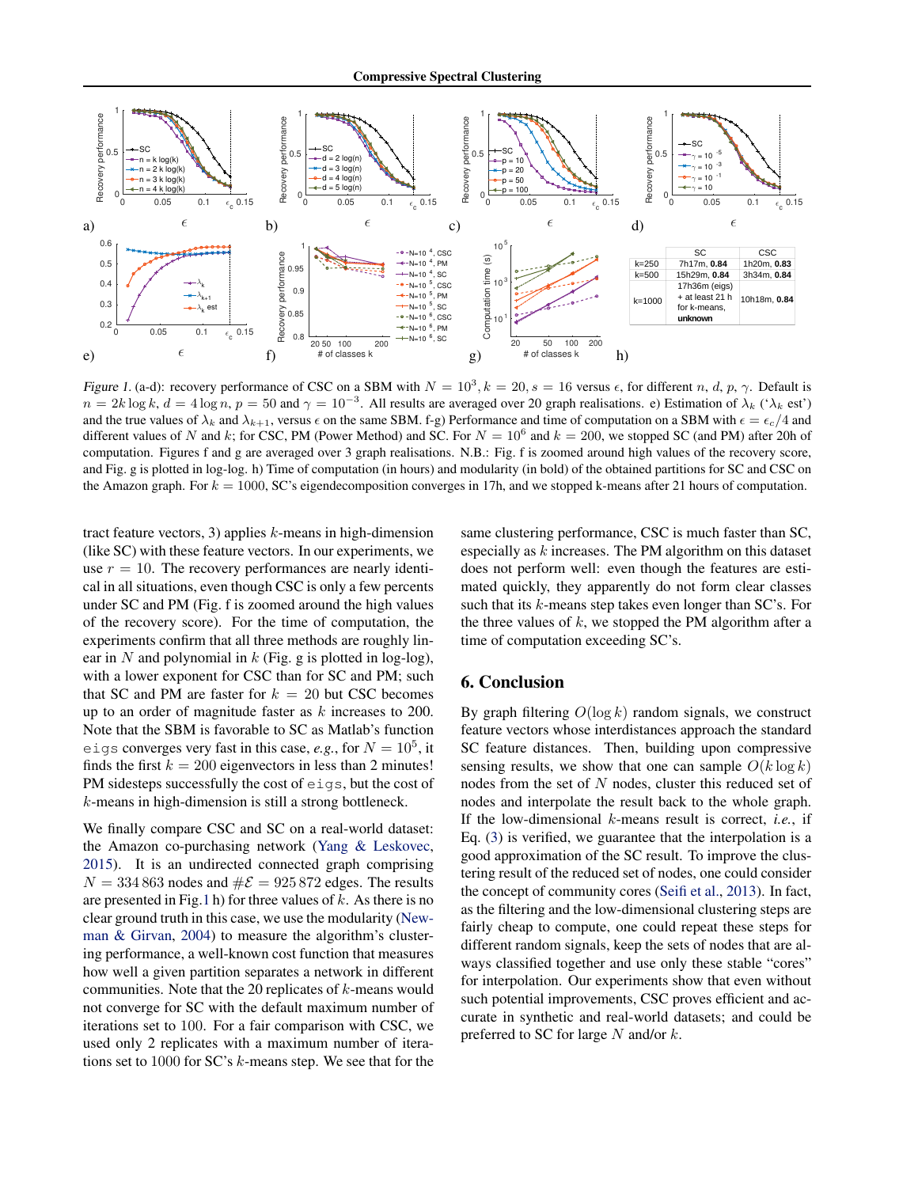| | SC | CSC |
|---|---|---|
| k=250 | 7h17m, **0.84** | 1h20m, **0.83** |
| k=500 | 15h29m, **0.84** | 3h34m, **0.84** |
| k=1000 | 17h36m (eigs) + at least 21 h for k-means, **unknown** | 10h18m, **0.84** |

*Figure 1.* (a-d): recovery performance of CSC on a SBM with $N = 10^3, k = 20, s = 16$ versus $\epsilon$, for different $n$, $d$, $p$, $\gamma$. Default is $n = 2k \log k$, $d = 4 \log n$, $p = 50$ and $\gamma = 10^{-3}$. All results are averaged over 20 graph realisations. e) Estimation of $\lambda_k$ ('$\lambda_k$ est') and the true values of $\lambda_k$ and $\lambda_{k+1}$, versus $\epsilon$ on the same SBM. f-g) Performance and time of computation on a SBM with $\epsilon = \epsilon_c/4$ and different values of $N$ and $k$; for CSC, PM (Power Method) and SC. For $N = 10^6$ and $k = 200$, we stopped SC (and PM) after 20h of computation. Figures f and g are averaged over 3 graph realisations. N.B.: Fig. f is zoomed around high values of the recovery score, and Fig. g is plotted in log-log. h) Time of computation (in hours) and modularity (in bold) of the obtained partitions for SC and CSC on the Amazon graph. For $k = 1000$, SC's eigendecomposition converges in 17h, and we stopped k-means after 21 hours of computation.

tract feature vectors, 3) applies $k$-means in high-dimension (like SC) with these feature vectors. In our experiments, we use $r = 10$. The recovery performances are nearly identical in all situations, even though CSC is only a few percents under SC and PM (Fig. f is zoomed around the high values of the recovery score). For the time of computation, the experiments confirm that all three methods are roughly linear in $N$ and polynomial in $k$ (Fig. g is plotted in log-log), with a lower exponent for CSC than for SC and PM; such that SC and PM are faster for $k = 20$ but CSC becomes up to an order of magnitude faster as $k$ increases to 200. Note that the SBM is favorable to SC as Matlab's function `eigs` converges very fast in this case, *e.g.*, for $N = 10^5$, it finds the first $k = 200$ eigenvectors in less than 2 minutes! PM sidesteps successfully the cost of `eigs`, but the cost of $k$-means in high-dimension is still a strong bottleneck.

We finally compare CSC and SC on a real-world dataset: the Amazon co-purchasing network (Yang & Leskovec, 2015). It is an undirected connected graph comprising $N = 334\,863$ nodes and $\#\mathcal{E} = 925\,872$ edges. The results are presented in Fig.1 h) for three values of $k$. As there is no clear ground truth in this case, we use the modularity (Newman & Girvan, 2004) to measure the algorithm's clustering performance, a well-known cost function that measures how well a given partition separates a network in different communities. Note that the 20 replicates of $k$-means would not converge for SC with the default maximum number of iterations set to 100. For a fair comparison with CSC, we used only 2 replicates with a maximum number of iterations set to 1000 for SC's $k$-means step. We see that for the same clustering performance, CSC is much faster than SC, especially as $k$ increases. The PM algorithm on this dataset does not perform well: even though the features are estimated quickly, they apparently do not form clear classes such that its $k$-means step takes even longer than SC's. For the three values of $k$, we stopped the PM algorithm after a time of computation exceeding SC's.

## 6. Conclusion

By graph filtering $O(\log k)$ random signals, we construct feature vectors whose interdistances approach the standard SC feature distances. Then, building upon compressive sensing results, we show that one can sample $O(k \log k)$ nodes from the set of $N$ nodes, cluster this reduced set of nodes and interpolate the result back to the whole graph. If the low-dimensional $k$-means result is correct, *i.e.*, if Eq. (3) is verified, we guarantee that the interpolation is a good approximation of the SC result. To improve the clustering result of the reduced set of nodes, one could consider the concept of community cores (Seifi et al., 2013). In fact, as the filtering and the low-dimensional clustering steps are fairly cheap to compute, one could repeat these steps for different random signals, keep the sets of nodes that are always classified together and use only these stable "cores" for interpolation. Our experiments show that even without such potential improvements, CSC proves efficient and accurate in synthetic and real-world datasets; and could be preferred to SC for large $N$ and/or $k$.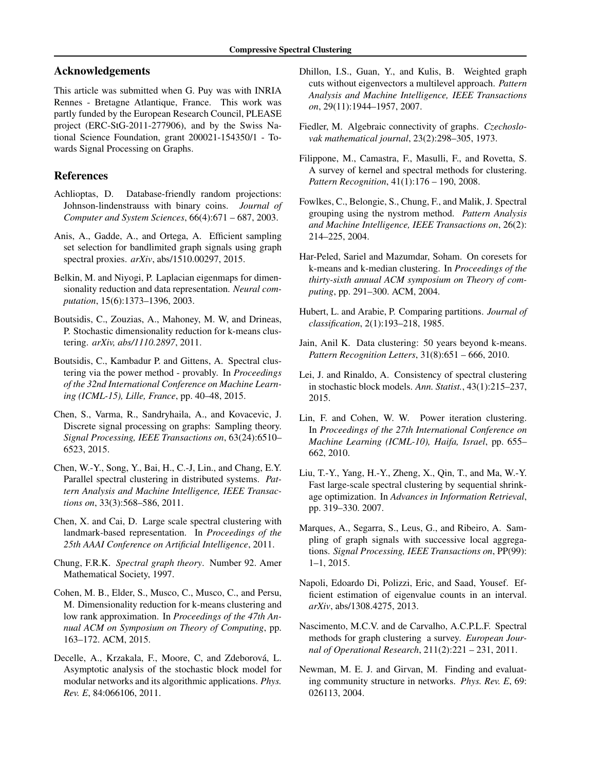## Acknowledgements

This article was submitted when G. Puy was with INRIA Rennes - Bretagne Atlantique, France. This work was partly funded by the European Research Council, PLEASE project (ERC-StG-2011-277906), and by the Swiss National Science Foundation, grant 200021-154350/1 - Towards Signal Processing on Graphs.

## References

Achlioptas, D. Database-friendly random projections: Johnson-lindenstrauss with binary coins. *Journal of Computer and System Sciences*, 66(4):671 – 687, 2003.

Anis, A., Gadde, A., and Ortega, A. Efficient sampling set selection for bandlimited graph signals using graph spectral proxies. *arXiv*, abs/1510.00297, 2015.

Belkin, M. and Niyogi, P. Laplacian eigenmaps for dimensionality reduction and data representation. *Neural computation*, 15(6):1373–1396, 2003.

Boutsidis, C., Zouzias, A., Mahoney, M. W, and Drineas, P. Stochastic dimensionality reduction for k-means clustering. *arXiv, abs/1110.2897*, 2011.

Boutsidis, C., Kambadur P. and Gittens, A. Spectral clustering via the power method - provably. In *Proceedings of the 32nd International Conference on Machine Learning (ICML-15), Lille, France*, pp. 40–48, 2015.

Chen, S., Varma, R., Sandryhaila, A., and Kovacevic, J. Discrete signal processing on graphs: Sampling theory. *Signal Processing, IEEE Transactions on*, 63(24):6510–6523, 2015.

Chen, W.-Y., Song, Y., Bai, H., C.-J, Lin., and Chang, E.Y. Parallel spectral clustering in distributed systems. *Pattern Analysis and Machine Intelligence, IEEE Transactions on*, 33(3):568–586, 2011.

Chen, X. and Cai, D. Large scale spectral clustering with landmark-based representation. In *Proceedings of the 25th AAAI Conference on Artificial Intelligence*, 2011.

Chung, F.R.K. *Spectral graph theory*. Number 92. Amer Mathematical Society, 1997.

Cohen, M. B., Elder, S., Musco, C., Musco, C., and Persu, M. Dimensionality reduction for k-means clustering and low rank approximation. In *Proceedings of the 47th Annual ACM on Symposium on Theory of Computing*, pp. 163–172. ACM, 2015.

Decelle, A., Krzakala, F., Moore, C, and Zdeborová, L. Asymptotic analysis of the stochastic block model for modular networks and its algorithmic applications. *Phys. Rev. E*, 84:066106, 2011.

Dhillon, I.S., Guan, Y., and Kulis, B. Weighted graph cuts without eigenvectors a multilevel approach. *Pattern Analysis and Machine Intelligence, IEEE Transactions on*, 29(11):1944–1957, 2007.

Fiedler, M. Algebraic connectivity of graphs. *Czechoslovak mathematical journal*, 23(2):298–305, 1973.

Filippone, M., Camastra, F., Masulli, F., and Rovetta, S. A survey of kernel and spectral methods for clustering. *Pattern Recognition*, 41(1):176 – 190, 2008.

Fowlkes, C., Belongie, S., Chung, F., and Malik, J. Spectral grouping using the nystrom method. *Pattern Analysis and Machine Intelligence, IEEE Transactions on*, 26(2):214–225, 2004.

Har-Peled, Sariel and Mazumdar, Soham. On coresets for k-means and k-median clustering. In *Proceedings of the thirty-sixth annual ACM symposium on Theory of computing*, pp. 291–300. ACM, 2004.

Hubert, L. and Arabie, P. Comparing partitions. *Journal of classification*, 2(1):193–218, 1985.

Jain, Anil K. Data clustering: 50 years beyond k-means. *Pattern Recognition Letters*, 31(8):651 – 666, 2010.

Lei, J. and Rinaldo, A. Consistency of spectral clustering in stochastic block models. *Ann. Statist.*, 43(1):215–237, 2015.

Lin, F. and Cohen, W. W. Power iteration clustering. In *Proceedings of the 27th International Conference on Machine Learning (ICML-10), Haifa, Israel*, pp. 655–662, 2010.

Liu, T.-Y., Yang, H.-Y., Zheng, X., Qin, T., and Ma, W.-Y. Fast large-scale spectral clustering by sequential shrinkage optimization. In *Advances in Information Retrieval*, pp. 319–330. 2007.

Marques, A., Segarra, S., Leus, G., and Ribeiro, A. Sampling of graph signals with successive local aggregations. *Signal Processing, IEEE Transactions on*, PP(99):1–1, 2015.

Napoli, Edoardo Di, Polizzi, Eric, and Saad, Yousef. Efficient estimation of eigenvalue counts in an interval. *arXiv*, abs/1308.4275, 2013.

Nascimento, M.C.V. and de Carvalho, A.C.P.L.F. Spectral methods for graph clustering a survey. *European Journal of Operational Research*, 211(2):221 – 231, 2011.

Newman, M. E. J. and Girvan, M. Finding and evaluating community structure in networks. *Phys. Rev. E*, 69:026113, 2004.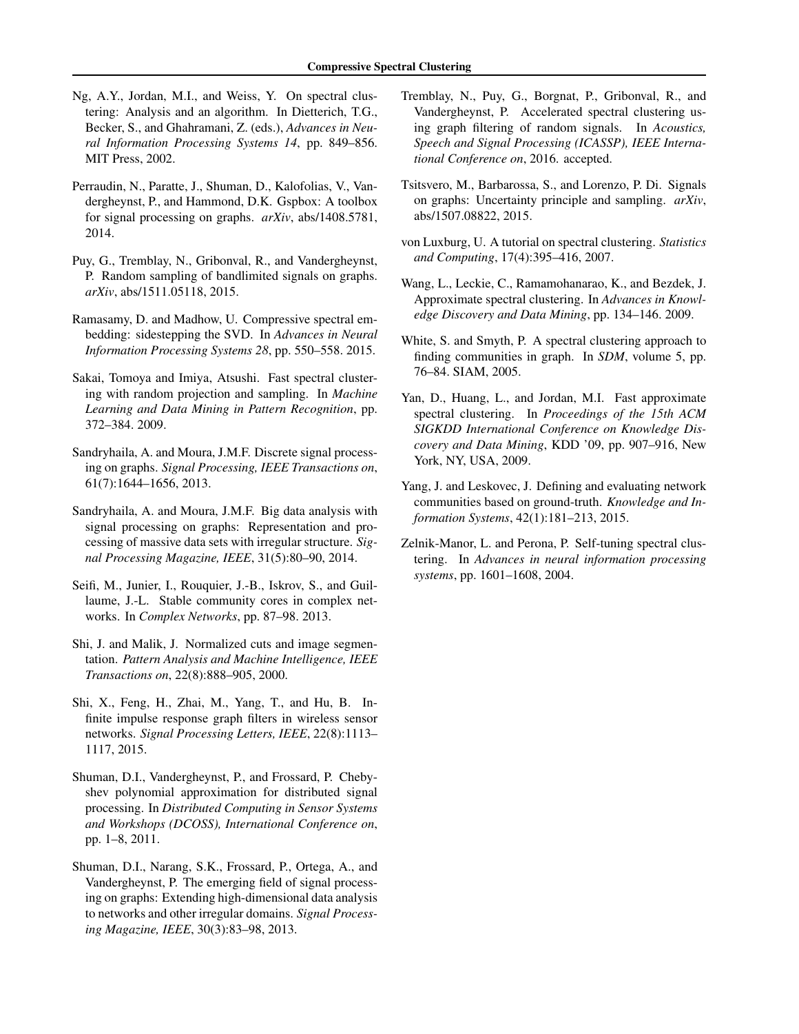Ng, A.Y., Jordan, M.I., and Weiss, Y. On spectral clustering: Analysis and an algorithm. In Dietterich, T.G., Becker, S., and Ghahramani, Z. (eds.), *Advances in Neural Information Processing Systems 14*, pp. 849–856. MIT Press, 2002.

Perraudin, N., Paratte, J., Shuman, D., Kalofolias, V., Vandergheynst, P., and Hammond, D.K. Gspbox: A toolbox for signal processing on graphs. *arXiv*, abs/1408.5781, 2014.

Puy, G., Tremblay, N., Gribonval, R., and Vandergheynst, P. Random sampling of bandlimited signals on graphs. *arXiv*, abs/1511.05118, 2015.

Ramasamy, D. and Madhow, U. Compressive spectral embedding: sidestepping the SVD. In *Advances in Neural Information Processing Systems 28*, pp. 550–558. 2015.

Sakai, Tomoya and Imiya, Atsushi. Fast spectral clustering with random projection and sampling. In *Machine Learning and Data Mining in Pattern Recognition*, pp. 372–384. 2009.

Sandryhaila, A. and Moura, J.M.F. Discrete signal processing on graphs. *Signal Processing, IEEE Transactions on*, 61(7):1644–1656, 2013.

Sandryhaila, A. and Moura, J.M.F. Big data analysis with signal processing on graphs: Representation and processing of massive data sets with irregular structure. *Signal Processing Magazine, IEEE*, 31(5):80–90, 2014.

Seifi, M., Junier, I., Rouquier, J.-B., Iskrov, S., and Guillaume, J.-L. Stable community cores in complex networks. In *Complex Networks*, pp. 87–98. 2013.

Shi, J. and Malik, J. Normalized cuts and image segmentation. *Pattern Analysis and Machine Intelligence, IEEE Transactions on*, 22(8):888–905, 2000.

Shi, X., Feng, H., Zhai, M., Yang, T., and Hu, B. Infinite impulse response graph filters in wireless sensor networks. *Signal Processing Letters, IEEE*, 22(8):1113–1117, 2015.

Shuman, D.I., Vandergheynst, P., and Frossard, P. Chebyshev polynomial approximation for distributed signal processing. In *Distributed Computing in Sensor Systems and Workshops (DCOSS), International Conference on*, pp. 1–8, 2011.

Shuman, D.I., Narang, S.K., Frossard, P., Ortega, A., and Vandergheynst, P. The emerging field of signal processing on graphs: Extending high-dimensional data analysis to networks and other irregular domains. *Signal Processing Magazine, IEEE*, 30(3):83–98, 2013.

Tremblay, N., Puy, G., Borgnat, P., Gribonval, R., and Vandergheynst, P. Accelerated spectral clustering using graph filtering of random signals. In *Acoustics, Speech and Signal Processing (ICASSP), IEEE International Conference on*, 2016. accepted.

Tsitsvero, M., Barbarossa, S., and Lorenzo, P. Di. Signals on graphs: Uncertainty principle and sampling. *arXiv*, abs/1507.08822, 2015.

von Luxburg, U. A tutorial on spectral clustering. *Statistics and Computing*, 17(4):395–416, 2007.

Wang, L., Leckie, C., Ramamohanarao, K., and Bezdek, J. Approximate spectral clustering. In *Advances in Knowledge Discovery and Data Mining*, pp. 134–146. 2009.

White, S. and Smyth, P. A spectral clustering approach to finding communities in graph. In *SDM*, volume 5, pp. 76–84. SIAM, 2005.

Yan, D., Huang, L., and Jordan, M.I. Fast approximate spectral clustering. In *Proceedings of the 15th ACM SIGKDD International Conference on Knowledge Discovery and Data Mining*, KDD '09, pp. 907–916, New York, NY, USA, 2009.

Yang, J. and Leskovec, J. Defining and evaluating network communities based on ground-truth. *Knowledge and Information Systems*, 42(1):181–213, 2015.

Zelnik-Manor, L. and Perona, P. Self-tuning spectral clustering. In *Advances in neural information processing systems*, pp. 1601–1608, 2004.